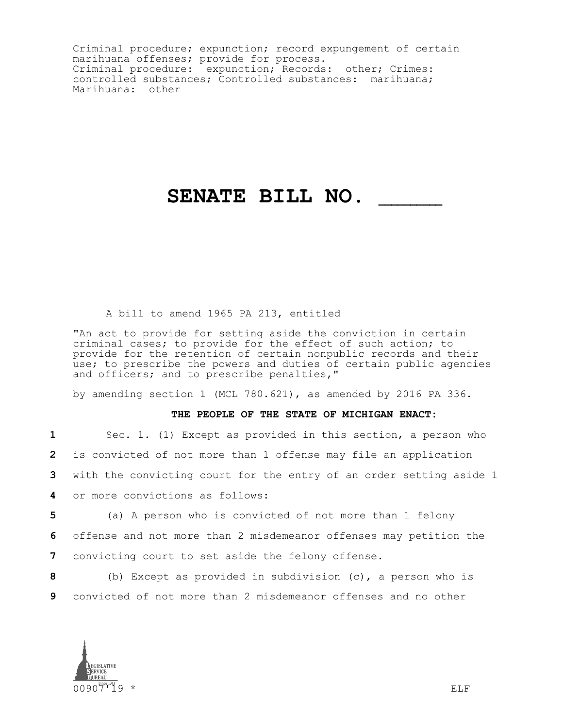Criminal procedure; expunction; record expungement of certain marihuana offenses; provide for process.
Criminal procedure: expunction; Records: other; Crimes: controlled substances; Controlled substances: marihuana; Marihuana: other

# SENATE BILL NO. _____

A bill to amend 1965 PA 213, entitled

"An act to provide for setting aside the conviction in certain criminal cases; to provide for the effect of such action; to provide for the retention of certain nonpublic records and their use; to prescribe the powers and duties of certain public agencies and officers; and to prescribe penalties,"

by amending section 1 (MCL 780.621), as amended by 2016 PA 336.

**THE PEOPLE OF THE STATE OF MICHIGAN ENACT:**

1 Sec. 1. (1) Except as provided in this section, a person who
2 is convicted of not more than 1 offense may file an application
3 with the convicting court for the entry of an order setting aside 1
4 or more convictions as follows:

5 (a) A person who is convicted of not more than 1 felony
6 offense and not more than 2 misdemeanor offenses may petition the
7 convicting court to set aside the felony offense.

8 (b) Except as provided in subdivision (c), a person who is
9 convicted of not more than 2 misdemeanor offenses and no other

00907'19 * ELF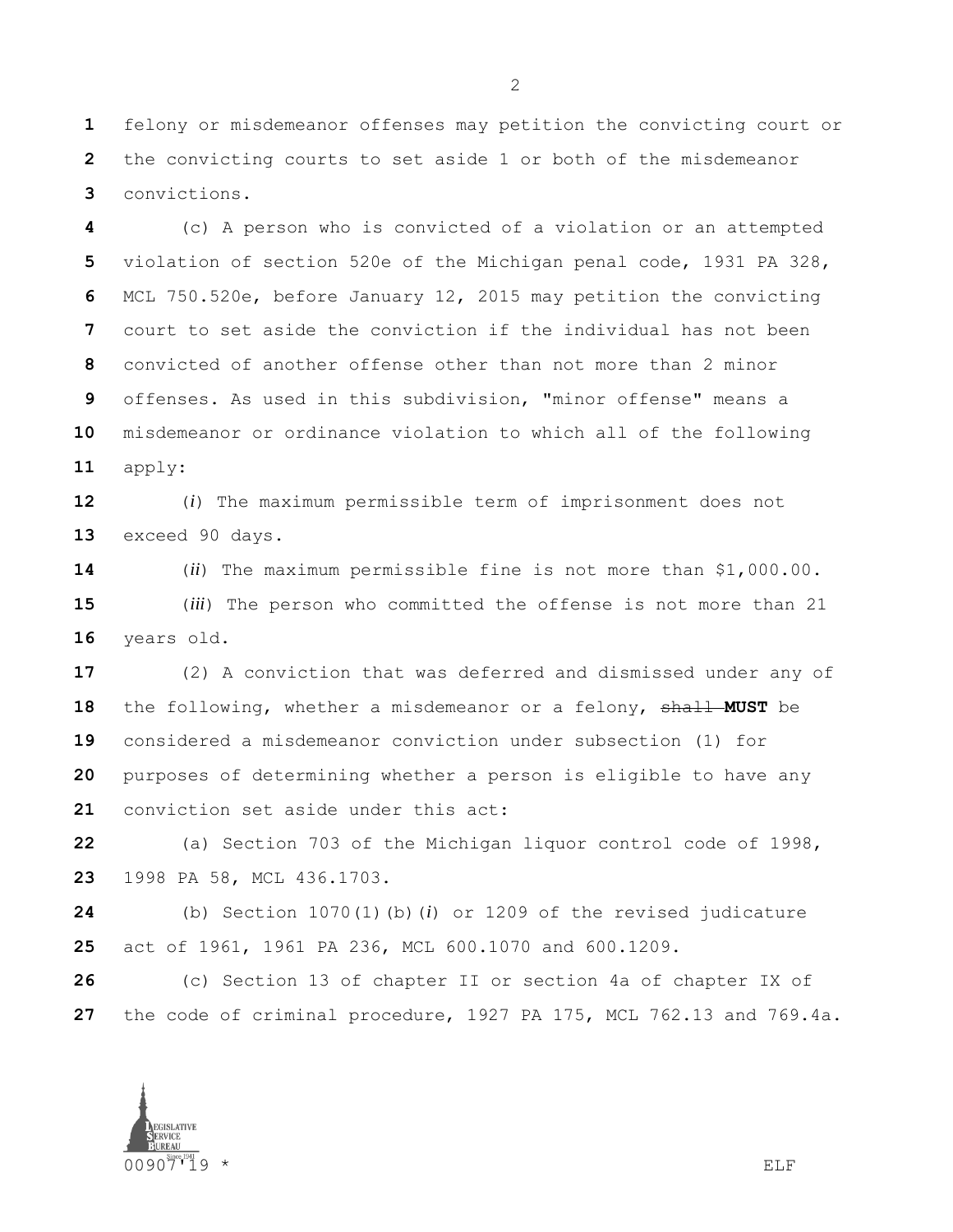felony or misdemeanor offenses may petition the convicting court or the convicting courts to set aside 1 or both of the misdemeanor convictions.

(c) A person who is convicted of a violation or an attempted violation of section 520e of the Michigan penal code, 1931 PA 328, MCL 750.520e, before January 12, 2015 may petition the convicting court to set aside the conviction if the individual has not been convicted of another offense other than not more than 2 minor offenses. As used in this subdivision, "minor offense" means a misdemeanor or ordinance violation to which all of the following apply:

(*i*) The maximum permissible term of imprisonment does not exceed 90 days.

(*ii*) The maximum permissible fine is not more than $1,000.00.

(*iii*) The person who committed the offense is not more than 21 years old.

(2) A conviction that was deferred and dismissed under any of the following, whether a misdemeanor or a felony, ~~shall~~ **MUST** be considered a misdemeanor conviction under subsection (1) for purposes of determining whether a person is eligible to have any conviction set aside under this act:

(a) Section 703 of the Michigan liquor control code of 1998, 1998 PA 58, MCL 436.1703.

(b) Section 1070(1)(b)(*i*) or 1209 of the revised judicature act of 1961, 1961 PA 236, MCL 600.1070 and 600.1209.

(c) Section 13 of chapter II or section 4a of chapter IX of the code of criminal procedure, 1927 PA 175, MCL 762.13 and 769.4a.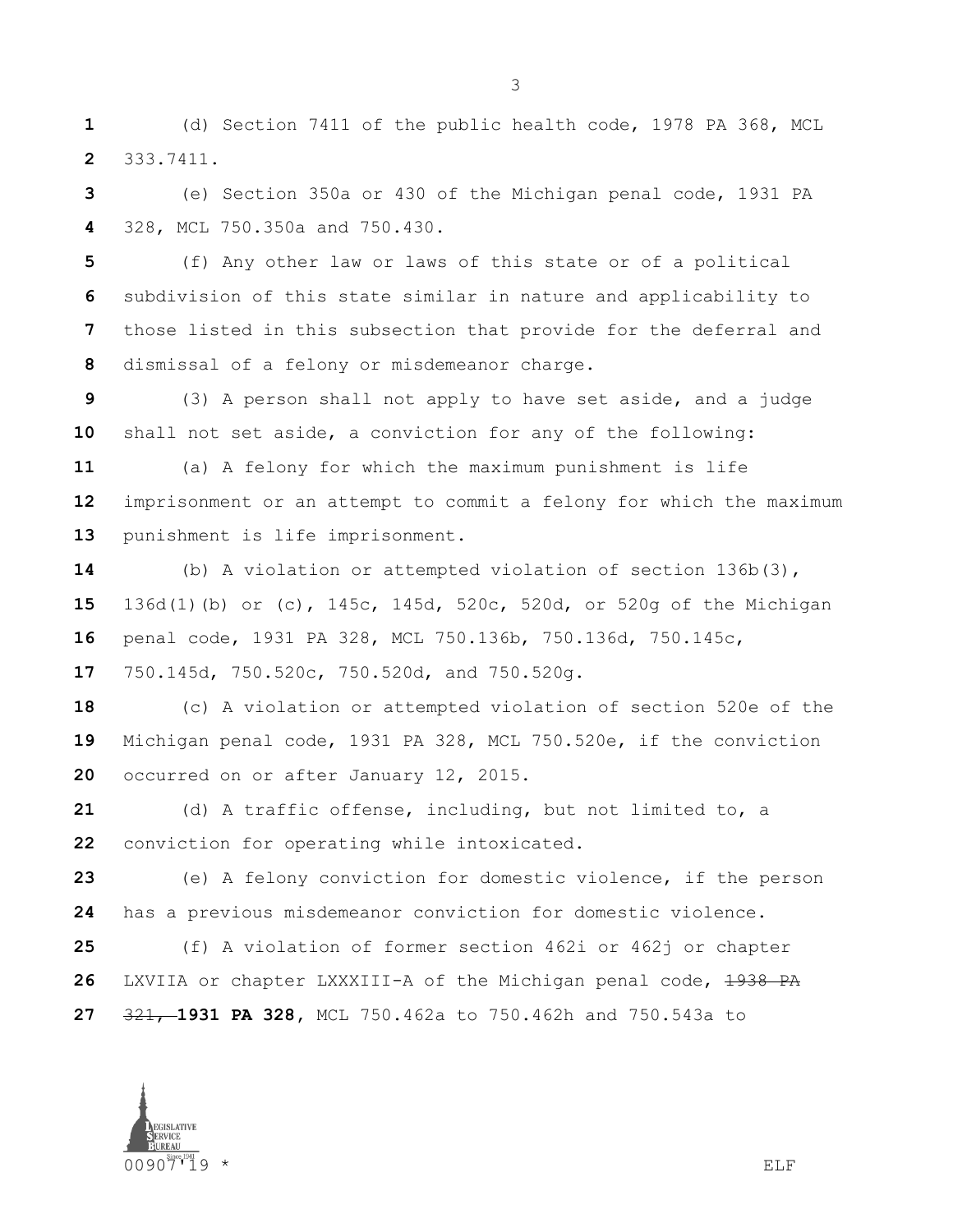(d) Section 7411 of the public health code, 1978 PA 368, MCL 333.7411.

(e) Section 350a or 430 of the Michigan penal code, 1931 PA 328, MCL 750.350a and 750.430.

(f) Any other law or laws of this state or of a political subdivision of this state similar in nature and applicability to those listed in this subsection that provide for the deferral and dismissal of a felony or misdemeanor charge.

(3) A person shall not apply to have set aside, and a judge shall not set aside, a conviction for any of the following:

(a) A felony for which the maximum punishment is life imprisonment or an attempt to commit a felony for which the maximum punishment is life imprisonment.

(b) A violation or attempted violation of section 136b(3), 136d(1)(b) or (c), 145c, 145d, 520c, 520d, or 520g of the Michigan penal code, 1931 PA 328, MCL 750.136b, 750.136d, 750.145c, 750.145d, 750.520c, 750.520d, and 750.520g.

(c) A violation or attempted violation of section 520e of the Michigan penal code, 1931 PA 328, MCL 750.520e, if the conviction occurred on or after January 12, 2015.

(d) A traffic offense, including, but not limited to, a conviction for operating while intoxicated.

(e) A felony conviction for domestic violence, if the person has a previous misdemeanor conviction for domestic violence.

(f) A violation of former section 462i or 462j or chapter LXVIIA or chapter LXXXIII-A of the Michigan penal code, ~~1938 PA 321,~~ **1931 PA 328**, MCL 750.462a to 750.462h and 750.543a to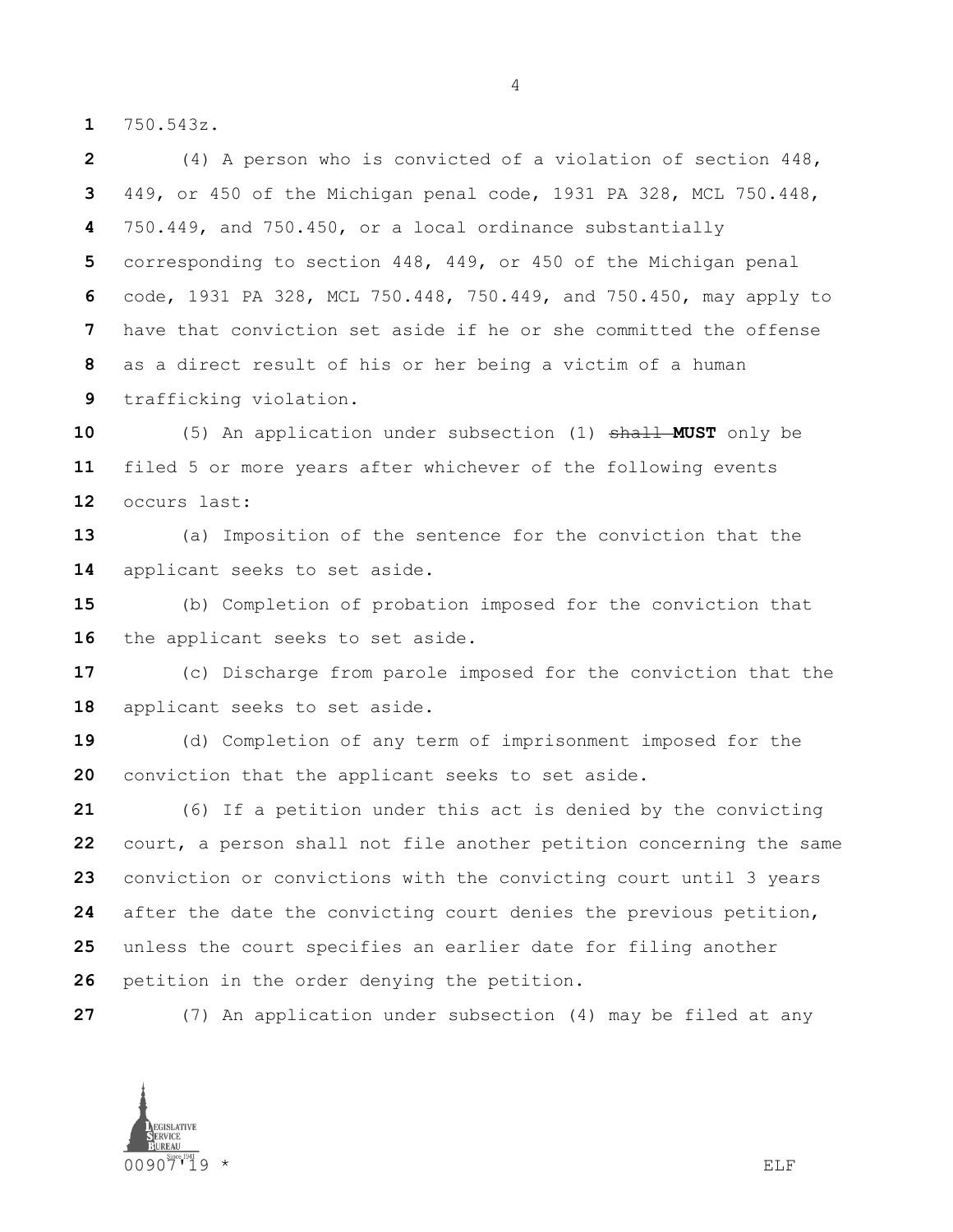750.543z.

(4) A person who is convicted of a violation of section 448, 449, or 450 of the Michigan penal code, 1931 PA 328, MCL 750.448, 750.449, and 750.450, or a local ordinance substantially corresponding to section 448, 449, or 450 of the Michigan penal code, 1931 PA 328, MCL 750.448, 750.449, and 750.450, may apply to have that conviction set aside if he or she committed the offense as a direct result of his or her being a victim of a human trafficking violation.

(5) An application under subsection (1) ~~shall~~ **MUST** only be filed 5 or more years after whichever of the following events occurs last:

(a) Imposition of the sentence for the conviction that the applicant seeks to set aside.

(b) Completion of probation imposed for the conviction that the applicant seeks to set aside.

(c) Discharge from parole imposed for the conviction that the applicant seeks to set aside.

(d) Completion of any term of imprisonment imposed for the conviction that the applicant seeks to set aside.

(6) If a petition under this act is denied by the convicting court, a person shall not file another petition concerning the same conviction or convictions with the convicting court until 3 years after the date the convicting court denies the previous petition, unless the court specifies an earlier date for filing another petition in the order denying the petition.

(7) An application under subsection (4) may be filed at any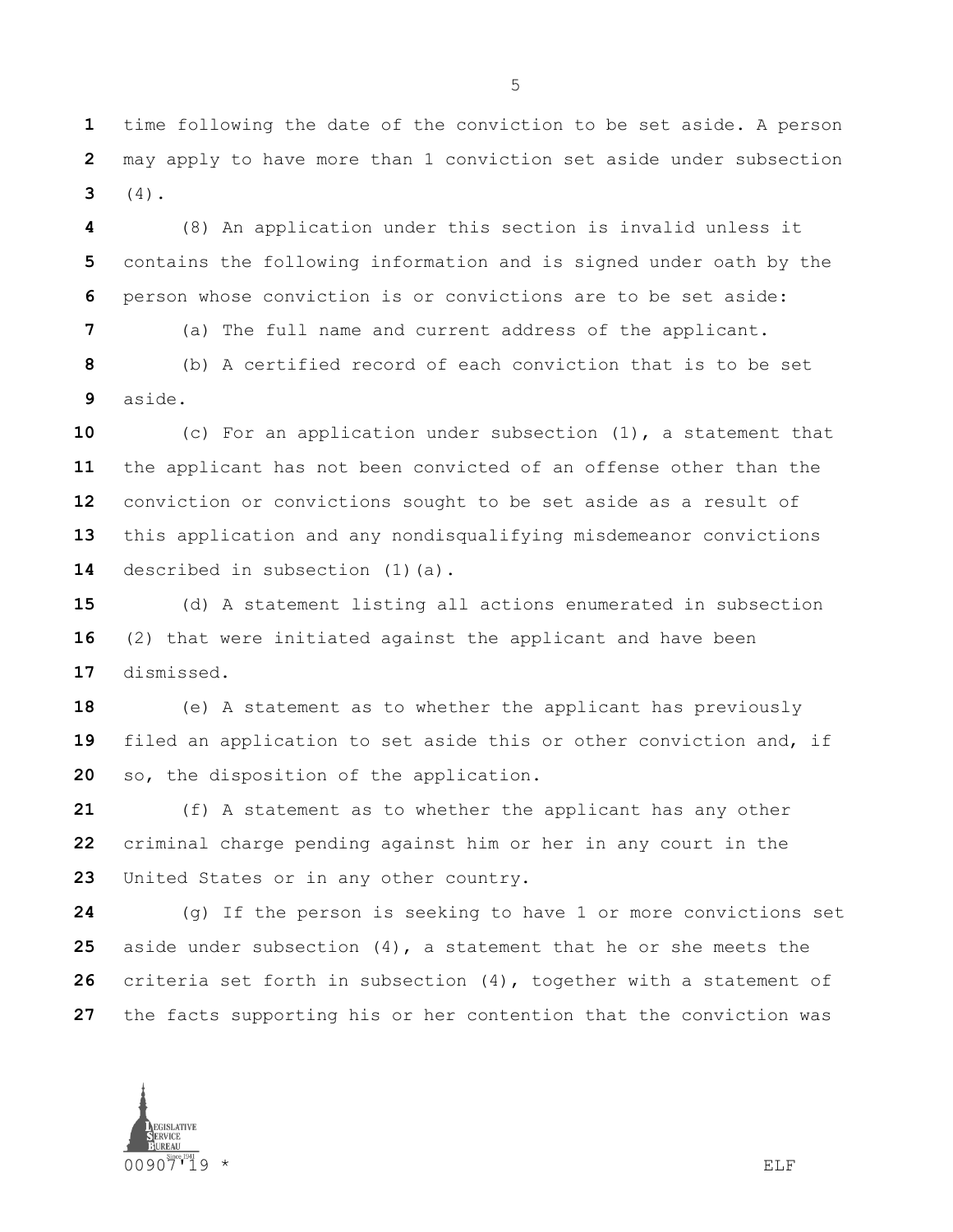time following the date of the conviction to be set aside. A person may apply to have more than 1 conviction set aside under subsection (4).

(8) An application under this section is invalid unless it contains the following information and is signed under oath by the person whose conviction is or convictions are to be set aside:

(a) The full name and current address of the applicant.

(b) A certified record of each conviction that is to be set aside.

(c) For an application under subsection (1), a statement that the applicant has not been convicted of an offense other than the conviction or convictions sought to be set aside as a result of this application and any nondisqualifying misdemeanor convictions described in subsection (1)(a).

(d) A statement listing all actions enumerated in subsection (2) that were initiated against the applicant and have been dismissed.

(e) A statement as to whether the applicant has previously filed an application to set aside this or other conviction and, if so, the disposition of the application.

(f) A statement as to whether the applicant has any other criminal charge pending against him or her in any court in the United States or in any other country.

(g) If the person is seeking to have 1 or more convictions set aside under subsection (4), a statement that he or she meets the criteria set forth in subsection (4), together with a statement of the facts supporting his or her contention that the conviction was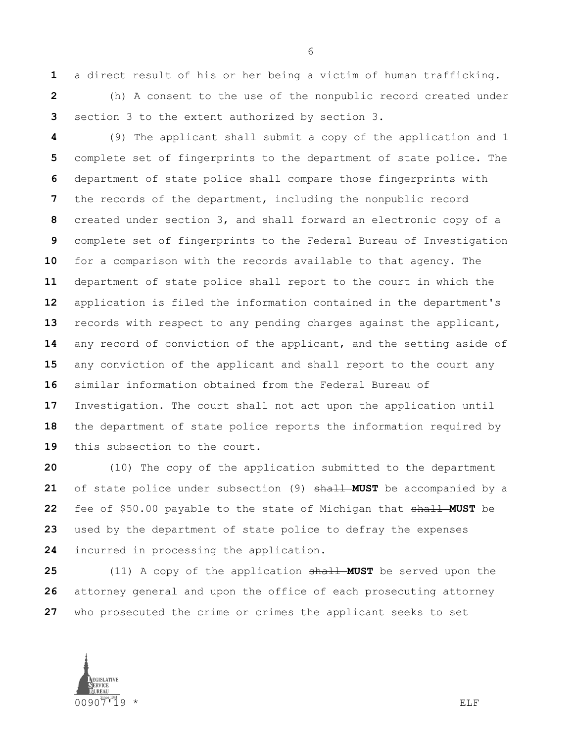a direct result of his or her being a victim of human trafficking.

(h) A consent to the use of the nonpublic record created under section 3 to the extent authorized by section 3.

(9) The applicant shall submit a copy of the application and 1 complete set of fingerprints to the department of state police. The department of state police shall compare those fingerprints with the records of the department, including the nonpublic record created under section 3, and shall forward an electronic copy of a complete set of fingerprints to the Federal Bureau of Investigation for a comparison with the records available to that agency. The department of state police shall report to the court in which the application is filed the information contained in the department's records with respect to any pending charges against the applicant, any record of conviction of the applicant, and the setting aside of any conviction of the applicant and shall report to the court any similar information obtained from the Federal Bureau of Investigation. The court shall not act upon the application until the department of state police reports the information required by this subsection to the court.

(10) The copy of the application submitted to the department of state police under subsection (9) ~~shall~~ **MUST** be accompanied by a fee of $50.00 payable to the state of Michigan that ~~shall~~ **MUST** be used by the department of state police to defray the expenses incurred in processing the application.

(11) A copy of the application ~~shall~~ **MUST** be served upon the attorney general and upon the office of each prosecuting attorney who prosecuted the crime or crimes the applicant seeks to set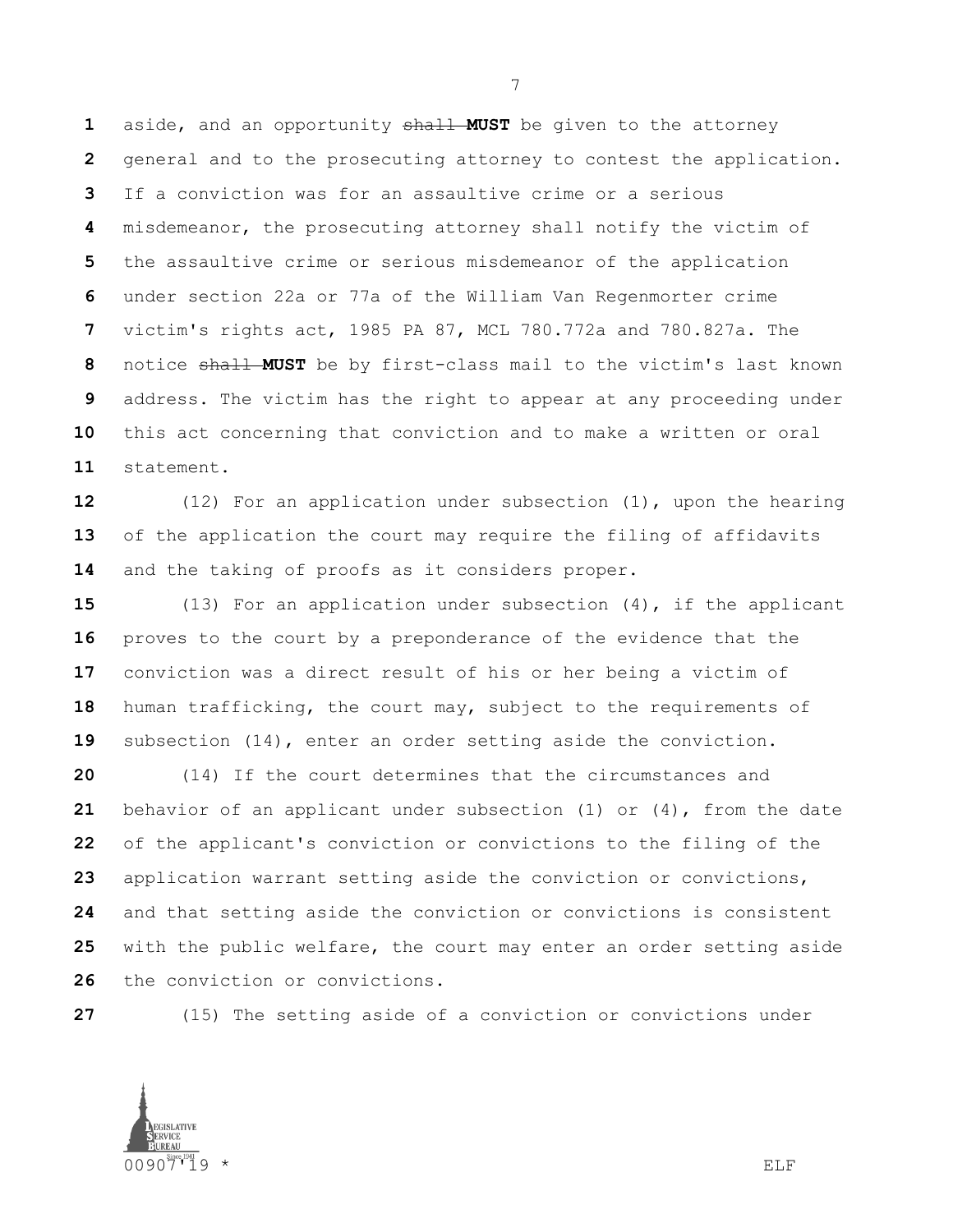aside, and an opportunity ~~shall~~ **MUST** be given to the attorney general and to the prosecuting attorney to contest the application. If a conviction was for an assaultive crime or a serious misdemeanor, the prosecuting attorney shall notify the victim of the assaultive crime or serious misdemeanor of the application under section 22a or 77a of the William Van Regenmorter crime victim's rights act, 1985 PA 87, MCL 780.772a and 780.827a. The notice ~~shall~~ **MUST** be by first-class mail to the victim's last known address. The victim has the right to appear at any proceeding under this act concerning that conviction and to make a written or oral statement.

(12) For an application under subsection (1), upon the hearing of the application the court may require the filing of affidavits and the taking of proofs as it considers proper.

(13) For an application under subsection (4), if the applicant proves to the court by a preponderance of the evidence that the conviction was a direct result of his or her being a victim of human trafficking, the court may, subject to the requirements of subsection (14), enter an order setting aside the conviction.

(14) If the court determines that the circumstances and behavior of an applicant under subsection (1) or (4), from the date of the applicant's conviction or convictions to the filing of the application warrant setting aside the conviction or convictions, and that setting aside the conviction or convictions is consistent with the public welfare, the court may enter an order setting aside the conviction or convictions.

(15) The setting aside of a conviction or convictions under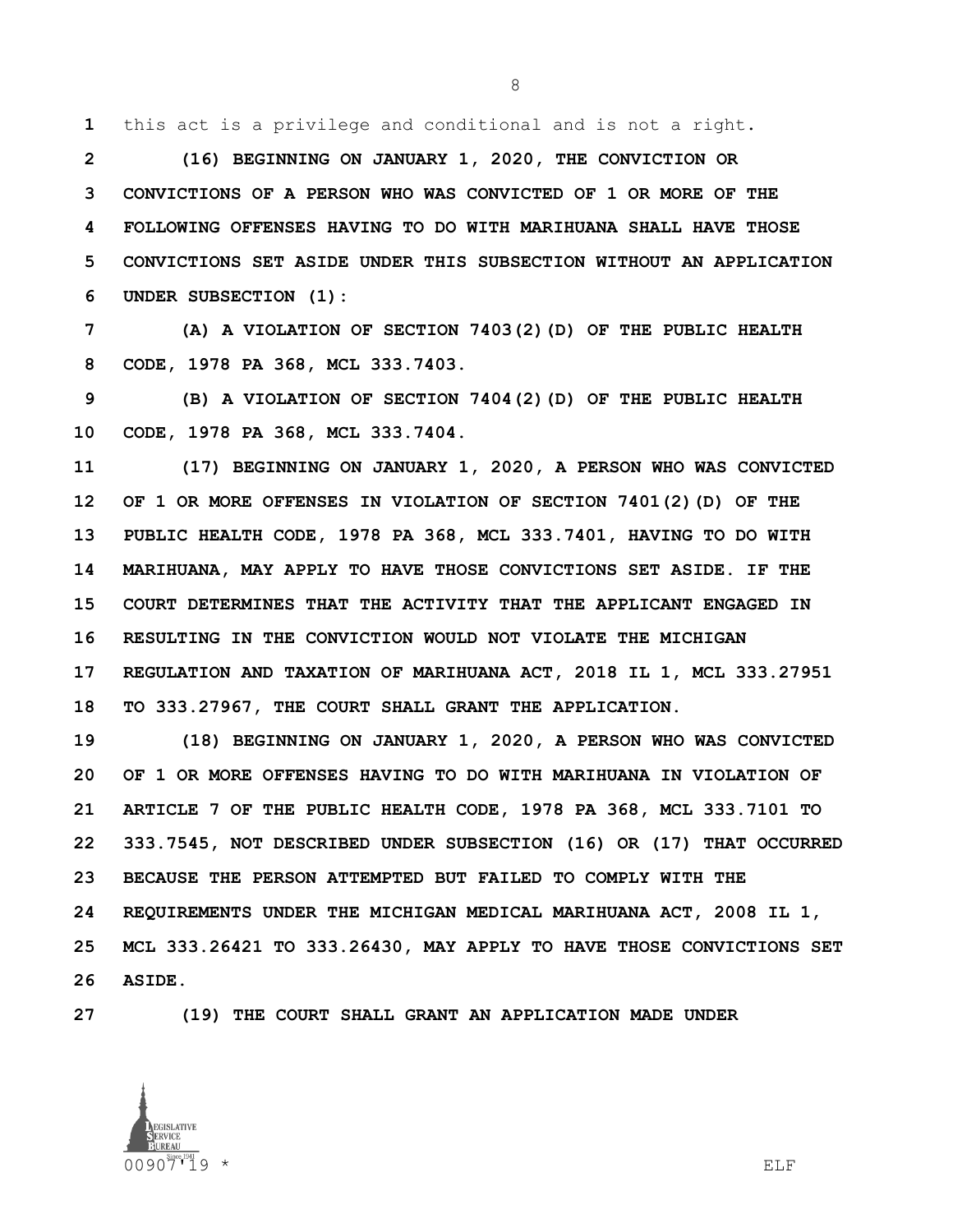this act is a privilege and conditional and is not a right.

**(16) BEGINNING ON JANUARY 1, 2020, THE CONVICTION OR CONVICTIONS OF A PERSON WHO WAS CONVICTED OF 1 OR MORE OF THE FOLLOWING OFFENSES HAVING TO DO WITH MARIHUANA SHALL HAVE THOSE CONVICTIONS SET ASIDE UNDER THIS SUBSECTION WITHOUT AN APPLICATION UNDER SUBSECTION (1):**

**(A) A VIOLATION OF SECTION 7403(2)(D) OF THE PUBLIC HEALTH CODE, 1978 PA 368, MCL 333.7403.**

**(B) A VIOLATION OF SECTION 7404(2)(D) OF THE PUBLIC HEALTH CODE, 1978 PA 368, MCL 333.7404.**

**(17) BEGINNING ON JANUARY 1, 2020, A PERSON WHO WAS CONVICTED OF 1 OR MORE OFFENSES IN VIOLATION OF SECTION 7401(2)(D) OF THE PUBLIC HEALTH CODE, 1978 PA 368, MCL 333.7401, HAVING TO DO WITH MARIHUANA, MAY APPLY TO HAVE THOSE CONVICTIONS SET ASIDE. IF THE COURT DETERMINES THAT THE ACTIVITY THAT THE APPLICANT ENGAGED IN RESULTING IN THE CONVICTION WOULD NOT VIOLATE THE MICHIGAN REGULATION AND TAXATION OF MARIHUANA ACT, 2018 IL 1, MCL 333.27951 TO 333.27967, THE COURT SHALL GRANT THE APPLICATION.**

**(18) BEGINNING ON JANUARY 1, 2020, A PERSON WHO WAS CONVICTED OF 1 OR MORE OFFENSES HAVING TO DO WITH MARIHUANA IN VIOLATION OF ARTICLE 7 OF THE PUBLIC HEALTH CODE, 1978 PA 368, MCL 333.7101 TO 333.7545, NOT DESCRIBED UNDER SUBSECTION (16) OR (17) THAT OCCURRED BECAUSE THE PERSON ATTEMPTED BUT FAILED TO COMPLY WITH THE REQUIREMENTS UNDER THE MICHIGAN MEDICAL MARIHUANA ACT, 2008 IL 1, MCL 333.26421 TO 333.26430, MAY APPLY TO HAVE THOSE CONVICTIONS SET ASIDE.**

**(19) THE COURT SHALL GRANT AN APPLICATION MADE UNDER**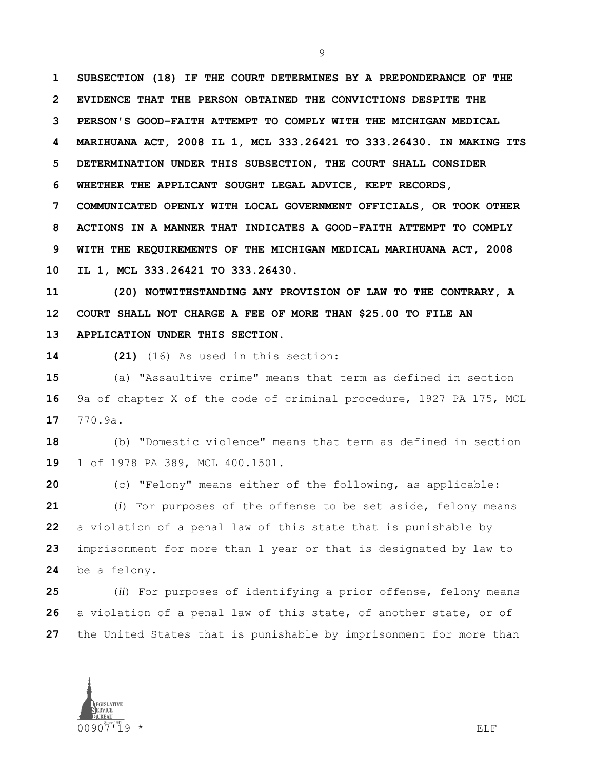**SUBSECTION (18) IF THE COURT DETERMINES BY A PREPONDERANCE OF THE EVIDENCE THAT THE PERSON OBTAINED THE CONVICTIONS DESPITE THE PERSON'S GOOD-FAITH ATTEMPT TO COMPLY WITH THE MICHIGAN MEDICAL MARIHUANA ACT, 2008 IL 1, MCL 333.26421 TO 333.26430. IN MAKING ITS DETERMINATION UNDER THIS SUBSECTION, THE COURT SHALL CONSIDER WHETHER THE APPLICANT SOUGHT LEGAL ADVICE, KEPT RECORDS, COMMUNICATED OPENLY WITH LOCAL GOVERNMENT OFFICIALS, OR TOOK OTHER ACTIONS IN A MANNER THAT INDICATES A GOOD-FAITH ATTEMPT TO COMPLY WITH THE REQUIREMENTS OF THE MICHIGAN MEDICAL MARIHUANA ACT, 2008 IL 1, MCL 333.26421 TO 333.26430.**

**(20) NOTWITHSTANDING ANY PROVISION OF LAW TO THE CONTRARY, A COURT SHALL NOT CHARGE A FEE OF MORE THAN $25.00 TO FILE AN APPLICATION UNDER THIS SECTION.**

**(21)** ~~(16)~~ As used in this section:

(a) "Assaultive crime" means that term as defined in section 9a of chapter X of the code of criminal procedure, 1927 PA 175, MCL 770.9a.

(b) "Domestic violence" means that term as defined in section 1 of 1978 PA 389, MCL 400.1501.

(c) "Felony" means either of the following, as applicable:

(*i*) For purposes of the offense to be set aside, felony means a violation of a penal law of this state that is punishable by imprisonment for more than 1 year or that is designated by law to be a felony.

(*ii*) For purposes of identifying a prior offense, felony means a violation of a penal law of this state, of another state, or of the United States that is punishable by imprisonment for more than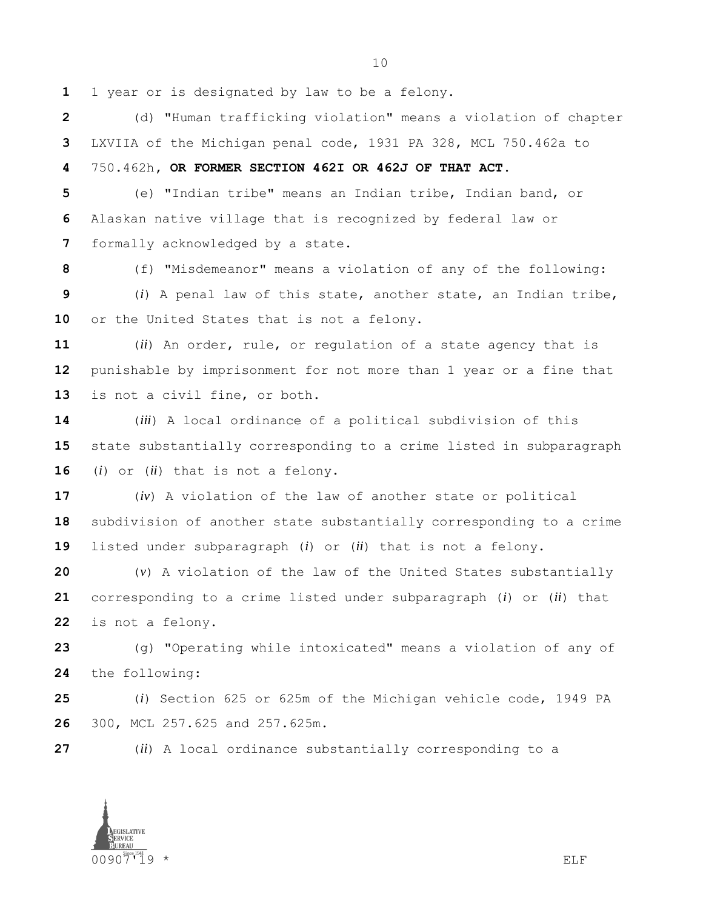1 year or is designated by law to be a felony.

(d) "Human trafficking violation" means a violation of chapter LXVIIA of the Michigan penal code, 1931 PA 328, MCL 750.462a to 750.462h, **OR FORMER SECTION 462I OR 462J OF THAT ACT**.

(e) "Indian tribe" means an Indian tribe, Indian band, or Alaskan native village that is recognized by federal law or formally acknowledged by a state.

(f) "Misdemeanor" means a violation of any of the following:

(*i*) A penal law of this state, another state, an Indian tribe, or the United States that is not a felony.

(*ii*) An order, rule, or regulation of a state agency that is punishable by imprisonment for not more than 1 year or a fine that is not a civil fine, or both.

(*iii*) A local ordinance of a political subdivision of this state substantially corresponding to a crime listed in subparagraph (*i*) or (*ii*) that is not a felony.

(*iv*) A violation of the law of another state or political subdivision of another state substantially corresponding to a crime listed under subparagraph (*i*) or (*ii*) that is not a felony.

(*v*) A violation of the law of the United States substantially corresponding to a crime listed under subparagraph (*i*) or (*ii*) that is not a felony.

(g) "Operating while intoxicated" means a violation of any of the following:

(*i*) Section 625 or 625m of the Michigan vehicle code, 1949 PA 300, MCL 257.625 and 257.625m.

(*ii*) A local ordinance substantially corresponding to a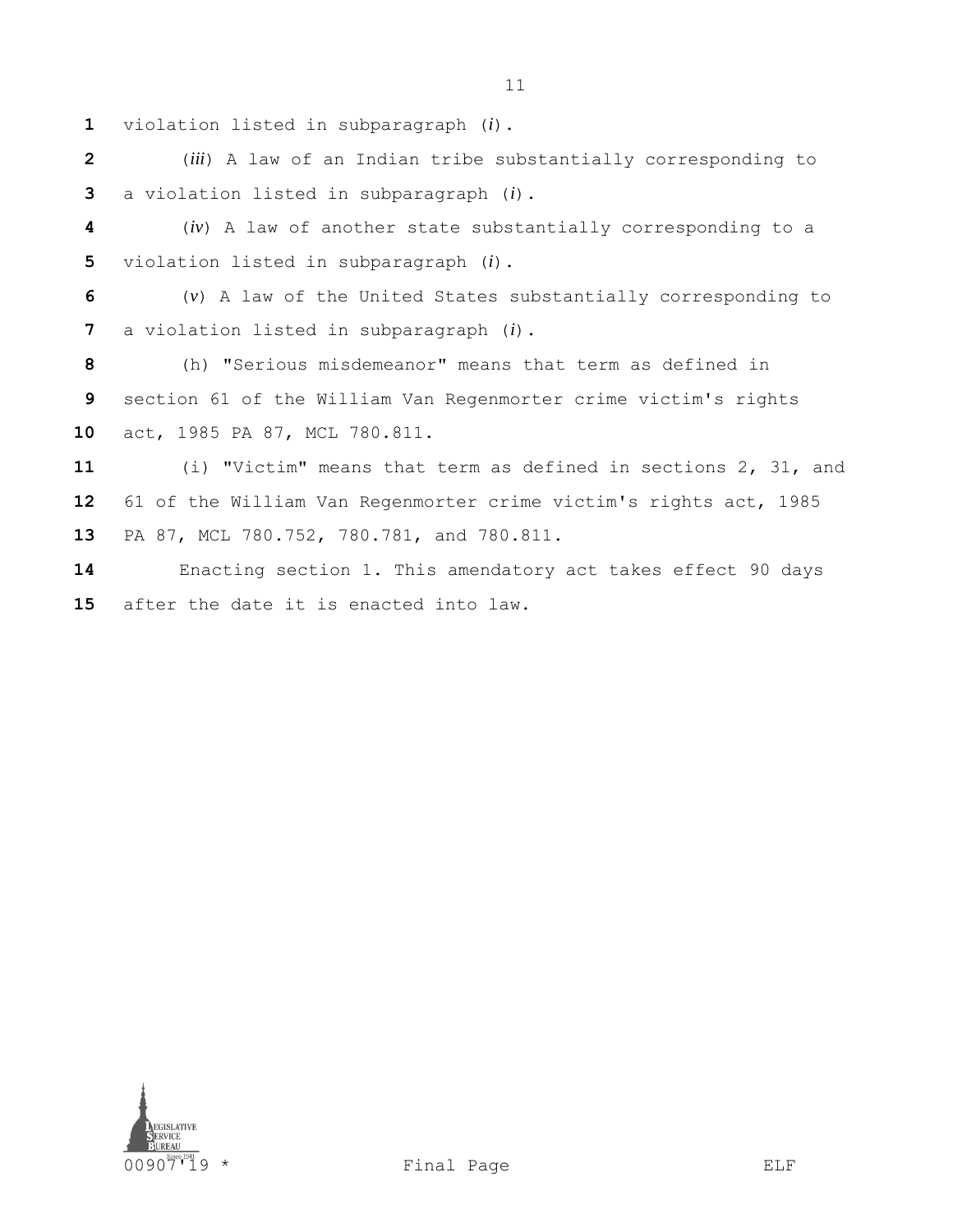violation listed in subparagraph (*i*).

(*iii*) A law of an Indian tribe substantially corresponding to a violation listed in subparagraph (*i*).

(*iv*) A law of another state substantially corresponding to a violation listed in subparagraph (*i*).

(*v*) A law of the United States substantially corresponding to a violation listed in subparagraph (*i*).

(h) "Serious misdemeanor" means that term as defined in section 61 of the William Van Regenmorter crime victim's rights act, 1985 PA 87, MCL 780.811.

(i) "Victim" means that term as defined in sections 2, 31, and 61 of the William Van Regenmorter crime victim's rights act, 1985 PA 87, MCL 780.752, 780.781, and 780.811.

Enacting section 1. This amendatory act takes effect 90 days after the date it is enacted into law.